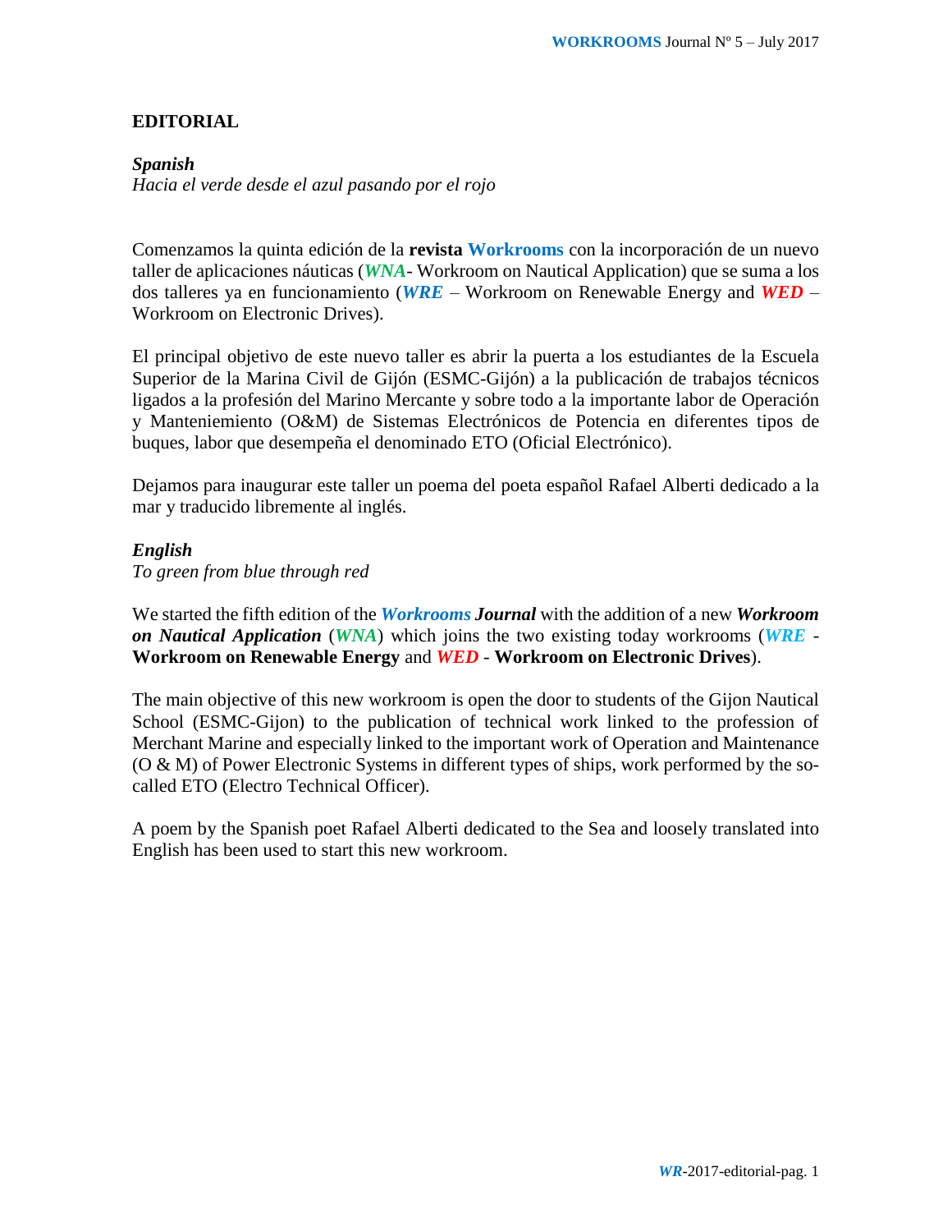# EDITORIAL

### *Spanish*

*Hacia el verde desde el azul pasando por el rojo*

Comenzamos la quinta edición de la **revista Workrooms** con la incorporación de un nuevo taller de aplicaciones náuticas (***WNA***- Workroom on Nautical Application) que se suma a los dos talleres ya en funcionamiento (***WRE*** – Workroom on Renewable Energy and ***WED*** – Workroom on Electronic Drives).

El principal objetivo de este nuevo taller es abrir la puerta a los estudiantes de la Escuela Superior de la Marina Civil de Gijón (ESMC-Gijón) a la publicación de trabajos técnicos ligados a la profesión del Marino Mercante y sobre todo a la importante labor de Operación y Manteniemiento (O&M) de Sistemas Electrónicos de Potencia en diferentes tipos de buques, labor que desempeña el denominado ETO (Oficial Electrónico).

Dejamos para inaugurar este taller un poema del poeta español Rafael Alberti dedicado a la mar y traducido libremente al inglés.

### *English*

*To green from blue through red*

We started the fifth edition of the ***Workrooms Journal*** with the addition of a new ***Workroom on Nautical Application*** (***WNA***) which joins the two existing today workrooms (***WRE*** - **Workroom on Renewable Energy** and ***WED*** - **Workroom on Electronic Drives**).

The main objective of this new workroom is open the door to students of the Gijon Nautical School (ESMC-Gijon) to the publication of technical work linked to the profession of Merchant Marine and especially linked to the important work of Operation and Maintenance (O & M) of Power Electronic Systems in different types of ships, work performed by the so-called ETO (Electro Technical Officer).

A poem by the Spanish poet Rafael Alberti dedicated to the Sea and loosely translated into English has been used to start this new workroom.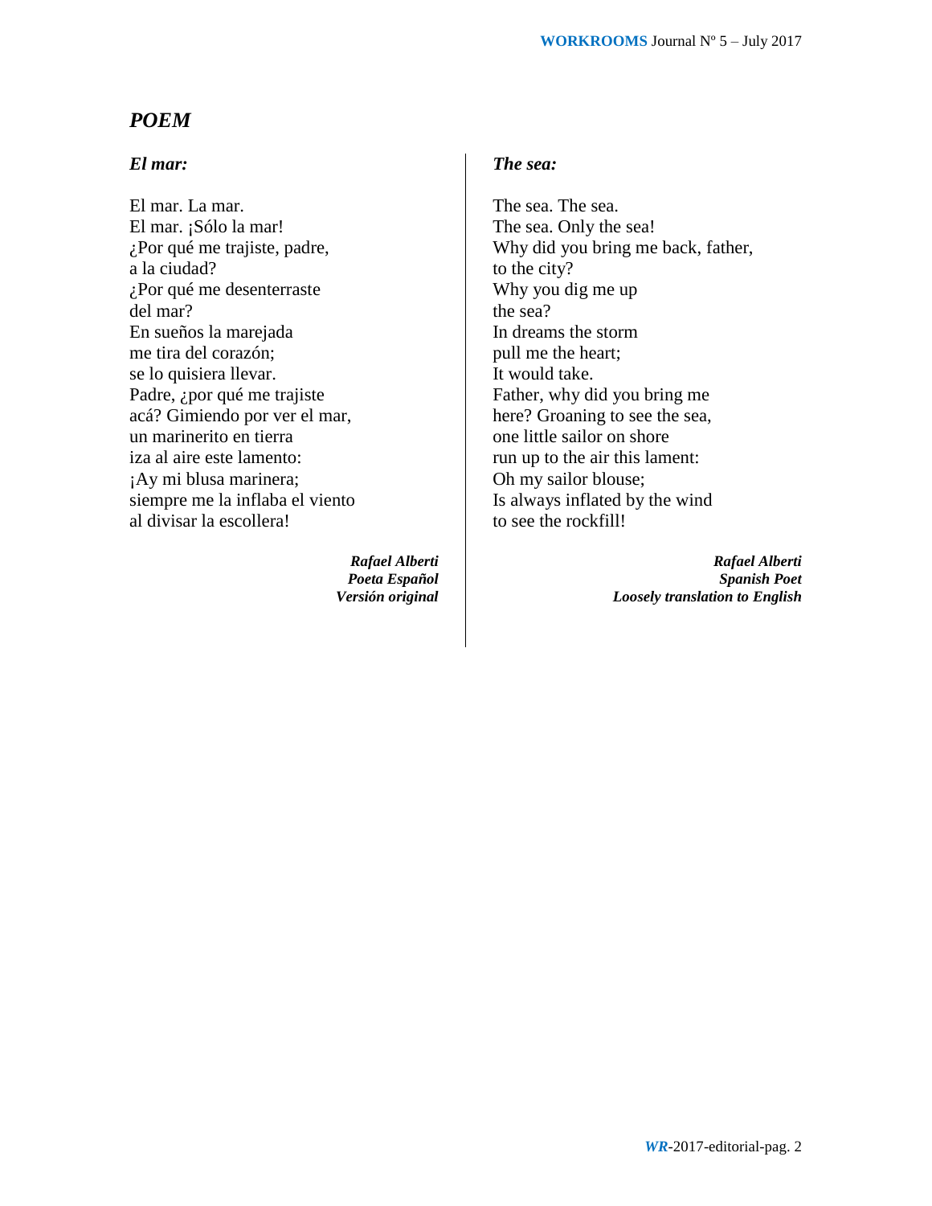## *POEM*

### *El mar:*

El mar. La mar.
El mar. ¡Sólo la mar!
¿Por qué me trajiste, padre,
a la ciudad?
¿Por qué me desenterraste
del mar?
En sueños la marejada
me tira del corazón;
se lo quisiera llevar.
Padre, ¿por qué me trajiste
acá? Gimiendo por ver el mar,
un marinerito en tierra
iza al aire este lamento:
¡Ay mi blusa marinera;
siempre me la inflaba el viento
al divisar la escollera!

***Rafael Alberti***
***Poeta Español***
***Versión original***

### *The sea:*

The sea. The sea.
The sea. Only the sea!
Why did you bring me back, father,
to the city?
Why you dig me up
the sea?
In dreams the storm
pull me the heart;
It would take.
Father, why did you bring me
here? Groaning to see the sea,
one little sailor on shore
run up to the air this lament:
Oh my sailor blouse;
Is always inflated by the wind
to see the rockfill!

***Rafael Alberti***
***Spanish Poet***
***Loosely translation to English***